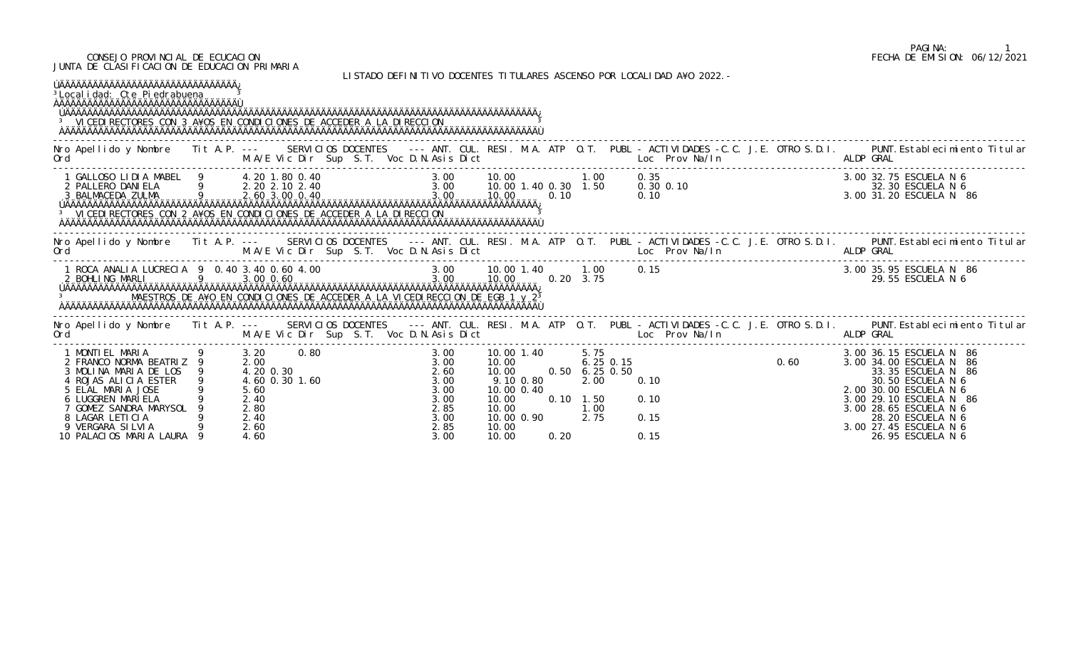CONSEJO PROVINCIAL DE ECUCACION
JUNTA DE CLASIFICACION DE EDUCACION PRIMARIA

FECHA DE EMISION: 06/12/2021

LISTADO DEFINITIVO DOCENTES TITULARES ASCENSO POR LOCALIDAD AÑO 2022.-

Localidad: Cte Piedrabuena

## VICEDIRECTORES CON 3 AÑOS EN CONDICIONES DE ACCEDER A LA DIRECCION

| Nro Ord | Apellido y Nombre | Tit | A.P. | M/A/E | Vic | Dir | Sup | S.T. | Voc | D.N. | Asis | Dict | ANT. | CUL. | RESI. | M.A. | ATP | O.T. | PUBL | Loc | Prov | Na/In | C.C. | J.E. | OTRO | S.D.I. | ALDP | PUNT. GRAL | Establecimiento Titular |
|---|---|---|---|---|---|---|---|---|---|---|---|---|---|---|---|---|---|---|---|---|---|---|---|---|---|---|---|---|---|
| 1 | GALLOSO LIDIA MABEL | 9 | | 4.20 | 1.80 | 0.40 | | | | | 3.00 | | 10.00 | | | 1.00 | | | 0.35 | | | | | | | | 3.00 | 32.75 | ESCUELA N 6 |
| 2 | PALLERO DANIELA | 9 | | 2.20 | 2.10 | 2.40 | | | | | 3.00 | | 10.00 | 1.40 | 0.30 | 1.50 | | | 0.30 | 0.10 | | | | | | | | 32.30 | ESCUELA N 6 |
| 3 | BALMACEDA ZULMA | 9 | | 2.60 | 3.00 | 0.40 | | | | | 3.00 | | 10.00 | | 0.10 | | | | 0.10 | | | | | | | | 3.00 | 31.20 | ESCUELA N 86 |

## VICEDIRECTORES CON 2 AÑOS EN CONDICIONES DE ACCEDER A LA DIRECCION

| Nro Ord | Apellido y Nombre | Tit | A.P. | M/A/E | Vic | Dir | Sup | S.T. | Voc | D.N. | Asis | Dict | ANT. | CUL. | RESI. | M.A. | ATP | O.T. | PUBL | Loc | Prov | Na/In | C.C. | J.E. | OTRO | S.D.I. | ALDP | PUNT. GRAL | Establecimiento Titular |
|---|---|---|---|---|---|---|---|---|---|---|---|---|---|---|---|---|---|---|---|---|---|---|---|---|---|---|---|---|---|
| 1 | ROCA ANALIA LUCRECIA | 9 | 0.40 | 3.40 | 0.60 | 4.00 | | | | | 3.00 | | 10.00 | 1.40 | | 1.00 | | | 0.15 | | | | | | | | 3.00 | 35.95 | ESCUELA N 86 |
| 2 | BOHLING MARLI | 9 | | 3.00 | 0.60 | | | | | | 3.00 | | 10.00 | | 0.20 | 3.75 | | | | | | | | | | | | 29.55 | ESCUELA N 6 |

## MAESTROS DE AÑO EN CONDICIONES DE ACCEDER A LA VICEDIRECCION DE EGB 1 y 2

| Nro Ord | Apellido y Nombre | Tit | A.P. | M/A/E | Vic | Dir | Sup | S.T. | Voc | D.N. | Asis | Dict | ANT. | CUL. | RESI. | M.A. | ATP | O.T. | PUBL | Loc | Prov | Na/In | C.C. | J.E. | OTRO | S.D.I. | ALDP | PUNT. GRAL | Establecimiento Titular |
|---|---|---|---|---|---|---|---|---|---|---|---|---|---|---|---|---|---|---|---|---|---|---|---|---|---|---|---|---|---|
| 1 | MONTIEL MARIA | 9 | | 3.20 | | 0.80 | | | | | 3.00 | | 10.00 | 1.40 | | 5.75 | | | | | | | | | | | 3.00 | 36.15 | ESCUELA N 86 |
| 2 | FRANCO NORMA BEATRIZ | 9 | | 2.00 | | | | | | | 3.00 | | 10.00 | | | 6.25 | 0.15 | | | | | | | 0.60 | | | 3.00 | 34.00 | ESCUELA N 86 |
| 3 | MOLINA MARIA DE LOS | 9 | | 4.20 | 0.30 | | | | | | 2.60 | | 10.00 | | 0.50 | 6.25 | 0.50 | | | | | | | | | | | 33.35 | ESCUELA N 86 |
| 4 | ROJAS ALICIA ESTER | 9 | | 4.60 | 0.30 | 1.60 | | | | | 3.00 | | 9.10 | 0.80 | | 2.00 | | | 0.10 | | | | | | | | | 30.50 | ESCUELA N 6 |
| 5 | ELAL MARIA JOSE | 9 | | 5.60 | | | | | | | 3.00 | | 10.00 | 0.40 | | | | | | | | | | | | | 2.00 | 30.00 | ESCUELA N 6 |
| 6 | LUGGREN MARIELA | 9 | | 2.40 | | | | | | | 3.00 | | 10.00 | | 0.10 | 1.50 | | | 0.10 | | | | | | | | 3.00 | 29.10 | ESCUELA N 86 |
| 7 | GOMEZ SANDRA MARYSOL | 9 | | 2.80 | | | | | | | 2.85 | | 10.00 | | | 1.00 | | | | | | | | | | | 3.00 | 28.65 | ESCUELA N 6 |
| 8 | LAGAR LETICIA | 9 | | 2.40 | | | | | | | 3.00 | | 10.00 | 0.90 | | 2.75 | | | 0.15 | | | | | | | | | 28.20 | ESCUELA N 6 |
| 9 | VERGARA SILVIA | 9 | | 2.60 | | | | | | | 2.85 | | 10.00 | | | | | | | | | | | | | | 3.00 | 27.45 | ESCUELA N 6 |
| 10 | PALACIOS MARIA LAURA | 9 | | 4.60 | | | | | | | 3.00 | | 10.00 | | 0.20 | | | | 0.15 | | | | | | | | | 26.95 | ESCUELA N 6 |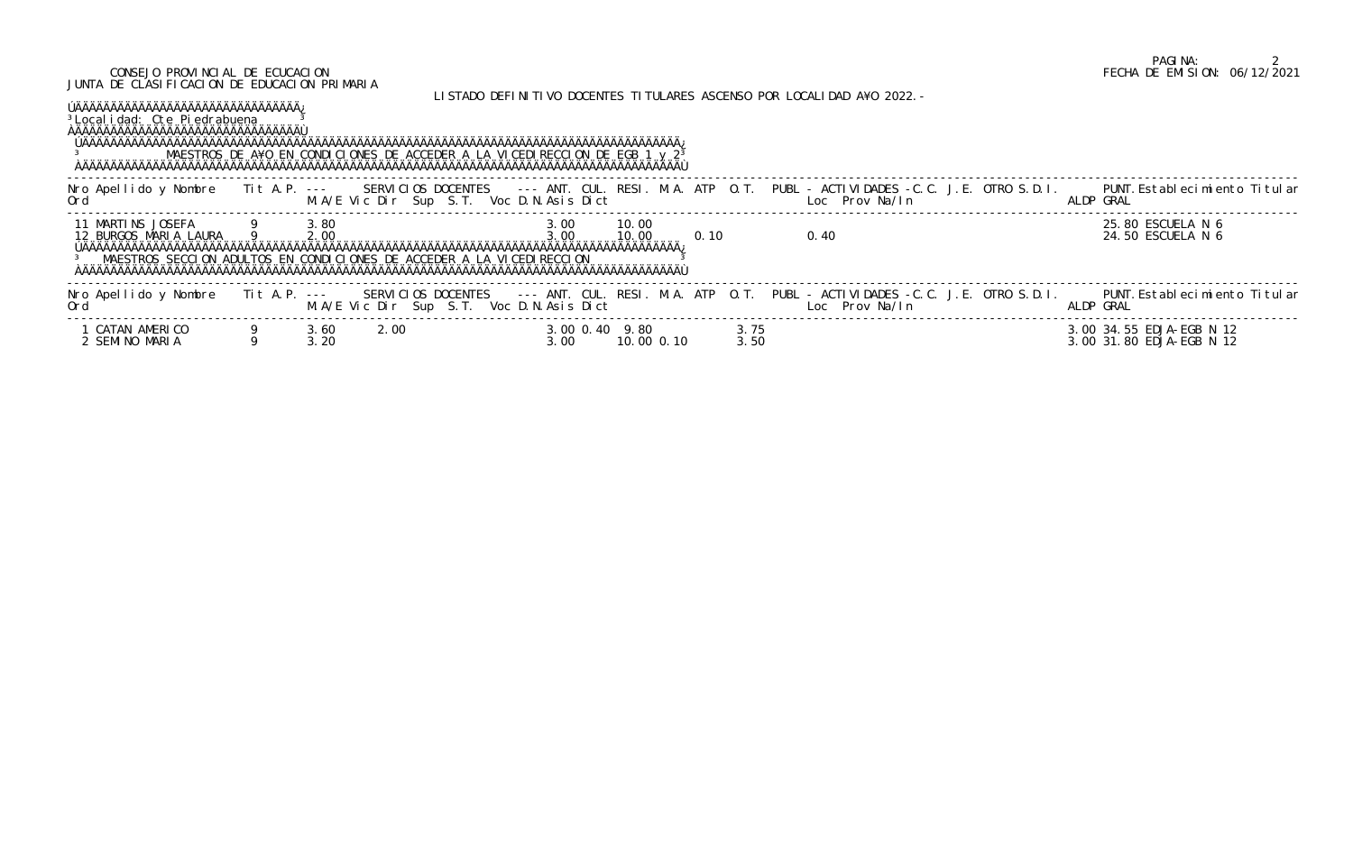CONSEJO PROVINCIAL DE EDUCACION
JUNTA DE CLASIFICACION DE EDUCACION PRIMARIA

FECHA DE EMISION: 06/12/2021

LISTADO DEFINITIVO DOCENTES TITULARES ASCENSO POR LOCALIDAD AÑO 2022.-

Localidad: Cte Piedrabuena

MAESTROS DE AÑO EN CONDICIONES DE ACCEDER A LA VICEDIRECCION DE EGB 1 y 2

| Nro Ord | Apellido y Nombre | Tit | A.P. | M.A/E | Vic Dir | Sup | S.T. | Voc | D.N. | Asis | Dict | ANT. | CUL. | RESI. | M.A. | ATP | O.T. | PUBL | Loc | Prov | Na/In | C.C. | J.E. | OTRO | S.D.I. | ALDP | GRAL | Establecimiento Titular |
|---|---|---|---|---|---|---|---|---|---|---|---|---|---|---|---|---|---|---|---|---|---|---|---|---|---|---|---|---|
| 11 | MARTINS JOSEFA | 9 | 3.80 | | | | | | | | | 3.00 | | 10.00 | | | | | | | | | | | | | 25.80 | ESCUELA N 6 |
| 12 | BURGOS MARIA LAURA | 9 | 2.00 | | | | | | | | | 3.00 | | 10.00 | 0.10 | | | | 0.40 | | | | | | | | 24.50 | ESCUELA N 6 |

MAESTROS SECCION ADULTOS EN CONDICIONES DE ACCEDER A LA VICEDIRECCION

| Nro Ord | Apellido y Nombre | Tit | A.P. | M.A/E | Vic Dir | Sup | S.T. | Voc | D.N. | Asis | Dict | ANT. | CUL. | RESI. | M.A. | ATP | O.T. | PUBL | Loc | Prov | Na/In | C.C. | J.E. | OTRO | S.D.I. | ALDP | GRAL | Establecimiento Titular |
|---|---|---|---|---|---|---|---|---|---|---|---|---|---|---|---|---|---|---|---|---|---|---|---|---|---|---|---|---|
| 1 | CATAN AMERICO | 9 | 3.60 | 2.00 | | | | | | | | 3.00 | 0.40 | 9.80 | | | 3.75 | | | | | | | | | 3.00 | 34.55 | EDJA-EGB N 12 |
| 2 | SEMINO MARIA | 9 | 3.20 | | | | | | | | | 3.00 | | 10.00 | 0.10 | | 3.50 | | | | | | | | | 3.00 | 31.80 | EDJA-EGB N 12 |